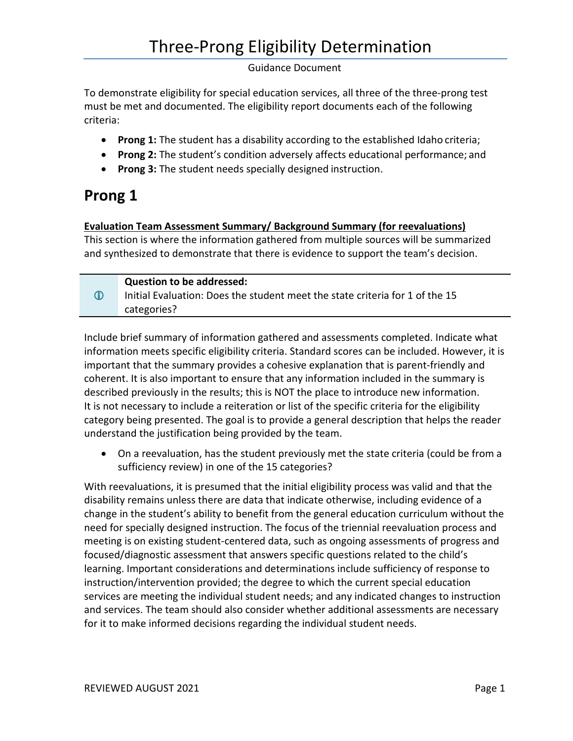# Three-Prong Eligibility Determination

Guidance Document

To demonstrate eligibility for special education services, all three of the three-prong test must be met and documented. The eligibility report documents each of the following criteria:

- **Prong 1:** The student has a disability according to the established Idaho criteria;
- **Prong 2:** The student's condition adversely affects educational performance; and
- **Prong 3:** The student needs specially designed instruction.

## Prong 1

**Evaluation Team Assessment Summary/ Background Summary (for reevaluations)**

This section is where the information gathered from multiple sources will be summarized and synthesized to demonstrate that there is evidence to support the team's decision.

> **Question to be addressed:**
> Initial Evaluation: Does the student meet the state criteria for 1 of the 15 categories?

Include brief summary of information gathered and assessments completed. Indicate what information meets specific eligibility criteria. Standard scores can be included. However, it is important that the summary provides a cohesive explanation that is parent-friendly and coherent. It is also important to ensure that any information included in the summary is described previously in the results; this is NOT the place to introduce new information. It is not necessary to include a reiteration or list of the specific criteria for the eligibility category being presented. The goal is to provide a general description that helps the reader understand the justification being provided by the team.

- On a reevaluation, has the student previously met the state criteria (could be from a sufficiency review) in one of the 15 categories?

With reevaluations, it is presumed that the initial eligibility process was valid and that the disability remains unless there are data that indicate otherwise, including evidence of a change in the student's ability to benefit from the general education curriculum without the need for specially designed instruction. The focus of the triennial reevaluation process and meeting is on existing student-centered data, such as ongoing assessments of progress and focused/diagnostic assessment that answers specific questions related to the child's learning. Important considerations and determinations include sufficiency of response to instruction/intervention provided; the degree to which the current special education services are meeting the individual student needs; and any indicated changes to instruction and services. The team should also consider whether additional assessments are necessary for it to make informed decisions regarding the individual student needs.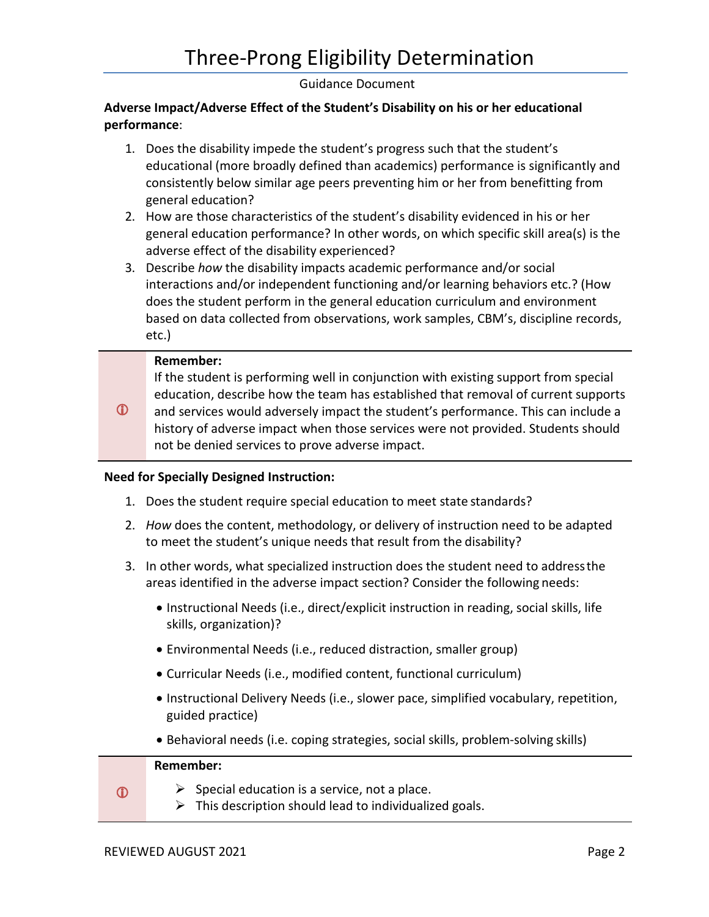**Adverse Impact/Adverse Effect of the Student's Disability on his or her educational performance**:

1. Does the disability impede the student's progress such that the student's educational (more broadly defined than academics) performance is significantly and consistently below similar age peers preventing him or her from benefitting from general education?
2. How are those characteristics of the student's disability evidenced in his or her general education performance? In other words, on which specific skill area(s) is the adverse effect of the disability experienced?
3. Describe *how* the disability impacts academic performance and/or social interactions and/or independent functioning and/or learning behaviors etc.? (How does the student perform in the general education curriculum and environment based on data collected from observations, work samples, CBM's, discipline records, etc.)

> **Remember:**
> If the student is performing well in conjunction with existing support from special education, describe how the team has established that removal of current supports and services would adversely impact the student's performance. This can include a history of adverse impact when those services were not provided. Students should not be denied services to prove adverse impact.

**Need for Specially Designed Instruction:**

1. Does the student require special education to meet state standards?
2. *How* does the content, methodology, or delivery of instruction need to be adapted to meet the student's unique needs that result from the disability?
3. In other words, what specialized instruction does the student need to address the areas identified in the adverse impact section? Consider the following needs:
   - Instructional Needs (i.e., direct/explicit instruction in reading, social skills, life skills, organization)?
   - Environmental Needs (i.e., reduced distraction, smaller group)
   - Curricular Needs (i.e., modified content, functional curriculum)
   - Instructional Delivery Needs (i.e., slower pace, simplified vocabulary, repetition, guided practice)
   - Behavioral needs (i.e. coping strategies, social skills, problem-solving skills)

> **Remember:**
> - Special education is a service, not a place.
> - This description should lead to individualized goals.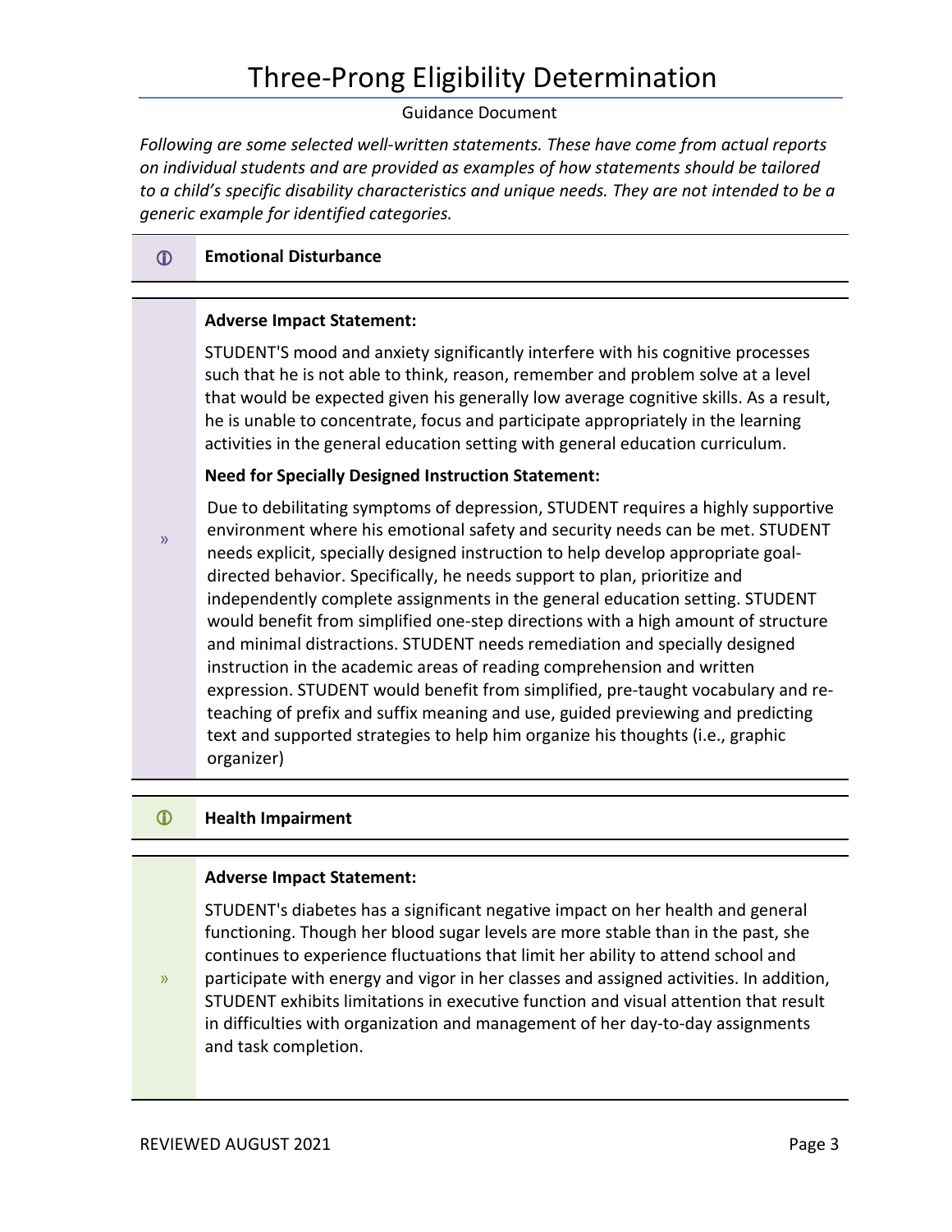# Three-Prong Eligibility Determination

Guidance Document

*Following are some selected well-written statements. These have come from actual reports on individual students and are provided as examples of how statements should be tailored to a child's specific disability characteristics and unique needs. They are not intended to be a generic example for identified categories.*

## Emotional Disturbance

**Adverse Impact Statement:**

STUDENT'S mood and anxiety significantly interfere with his cognitive processes such that he is not able to think, reason, remember and problem solve at a level that would be expected given his generally low average cognitive skills. As a result, he is unable to concentrate, focus and participate appropriately in the learning activities in the general education setting with general education curriculum.

**Need for Specially Designed Instruction Statement:**

Due to debilitating symptoms of depression, STUDENT requires a highly supportive environment where his emotional safety and security needs can be met. STUDENT needs explicit, specially designed instruction to help develop appropriate goal-directed behavior. Specifically, he needs support to plan, prioritize and independently complete assignments in the general education setting. STUDENT would benefit from simplified one-step directions with a high amount of structure and minimal distractions. STUDENT needs remediation and specially designed instruction in the academic areas of reading comprehension and written expression. STUDENT would benefit from simplified, pre-taught vocabulary and re-teaching of prefix and suffix meaning and use, guided previewing and predicting text and supported strategies to help him organize his thoughts (i.e., graphic organizer)

## Health Impairment

**Adverse Impact Statement:**

STUDENT's diabetes has a significant negative impact on her health and general functioning. Though her blood sugar levels are more stable than in the past, she continues to experience fluctuations that limit her ability to attend school and participate with energy and vigor in her classes and assigned activities. In addition, STUDENT exhibits limitations in executive function and visual attention that result in difficulties with organization and management of her day-to-day assignments and task completion.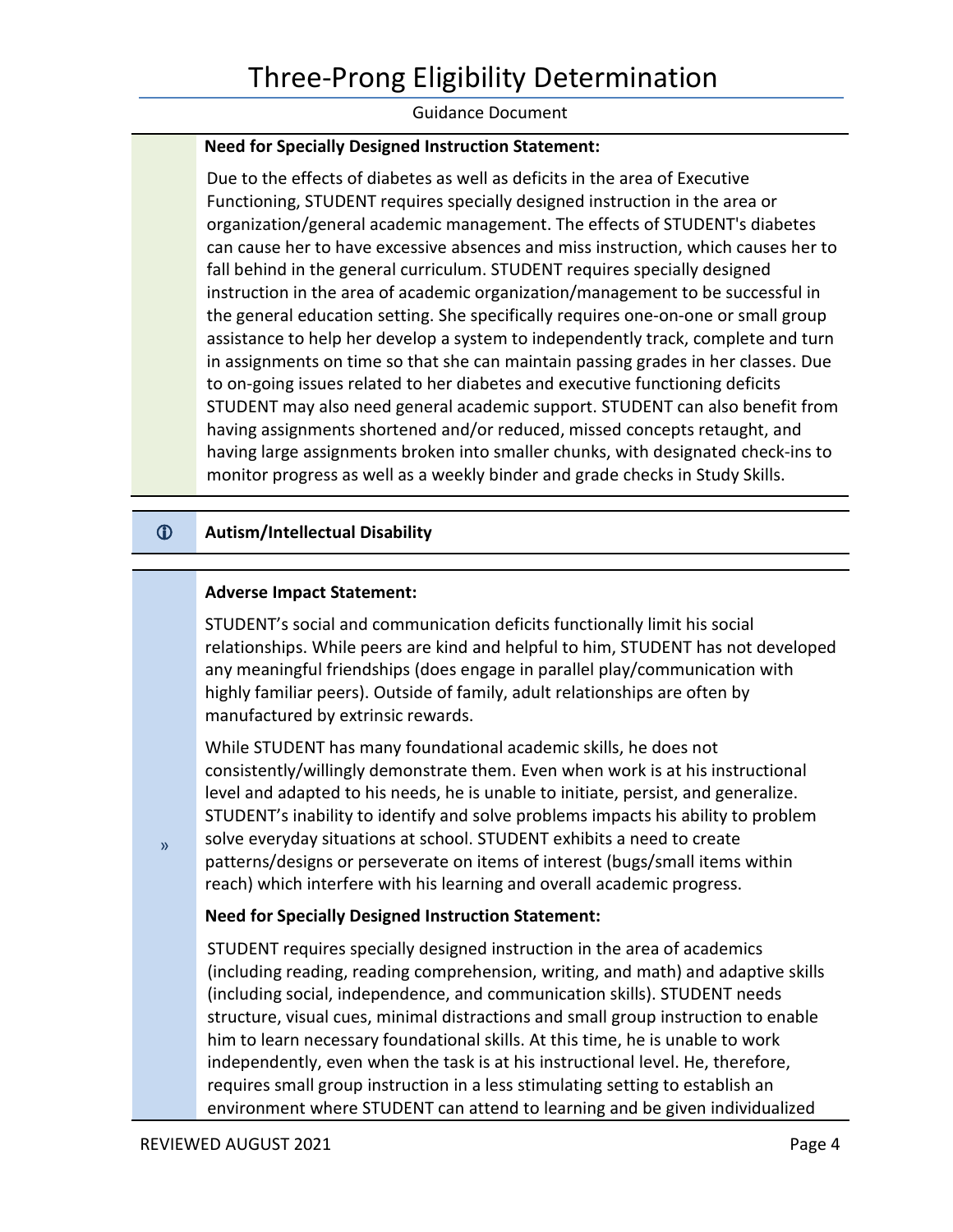**Need for Specially Designed Instruction Statement:**

Due to the effects of diabetes as well as deficits in the area of Executive Functioning, STUDENT requires specially designed instruction in the area or organization/general academic management. The effects of STUDENT's diabetes can cause her to have excessive absences and miss instruction, which causes her to fall behind in the general curriculum. STUDENT requires specially designed instruction in the area of academic organization/management to be successful in the general education setting. She specifically requires one-on-one or small group assistance to help her develop a system to independently track, complete and turn in assignments on time so that she can maintain passing grades in her classes. Due to on-going issues related to her diabetes and executive functioning deficits STUDENT may also need general academic support. STUDENT can also benefit from having assignments shortened and/or reduced, missed concepts retaught, and having large assignments broken into smaller chunks, with designated check-ins to monitor progress as well as a weekly binder and grade checks in Study Skills.

## Autism/Intellectual Disability

**Adverse Impact Statement:**

STUDENT's social and communication deficits functionally limit his social relationships. While peers are kind and helpful to him, STUDENT has not developed any meaningful friendships (does engage in parallel play/communication with highly familiar peers). Outside of family, adult relationships are often by manufactured by extrinsic rewards.

While STUDENT has many foundational academic skills, he does not consistently/willingly demonstrate them. Even when work is at his instructional level and adapted to his needs, he is unable to initiate, persist, and generalize. STUDENT's inability to identify and solve problems impacts his ability to problem solve everyday situations at school. STUDENT exhibits a need to create patterns/designs or perseverate on items of interest (bugs/small items within reach) which interfere with his learning and overall academic progress.

**Need for Specially Designed Instruction Statement:**

STUDENT requires specially designed instruction in the area of academics (including reading, reading comprehension, writing, and math) and adaptive skills (including social, independence, and communication skills). STUDENT needs structure, visual cues, minimal distractions and small group instruction to enable him to learn necessary foundational skills. At this time, he is unable to work independently, even when the task is at his instructional level. He, therefore, requires small group instruction in a less stimulating setting to establish an environment where STUDENT can attend to learning and be given individualized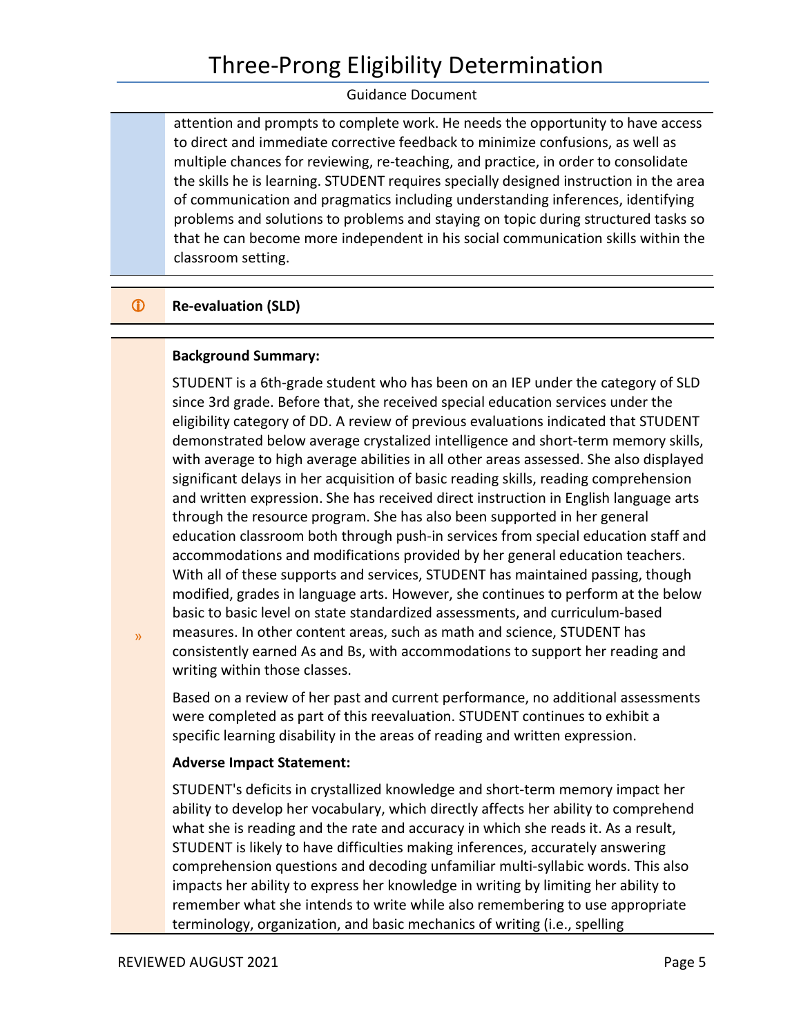attention and prompts to complete work. He needs the opportunity to have access to direct and immediate corrective feedback to minimize confusions, as well as multiple chances for reviewing, re-teaching, and practice, in order to consolidate the skills he is learning. STUDENT requires specially designed instruction in the area of communication and pragmatics including understanding inferences, identifying problems and solutions to problems and staying on topic during structured tasks so that he can become more independent in his social communication skills within the classroom setting.

### Re-evaluation (SLD)

**Background Summary:**

STUDENT is a 6th-grade student who has been on an IEP under the category of SLD since 3rd grade. Before that, she received special education services under the eligibility category of DD. A review of previous evaluations indicated that STUDENT demonstrated below average crystalized intelligence and short-term memory skills, with average to high average abilities in all other areas assessed. She also displayed significant delays in her acquisition of basic reading skills, reading comprehension and written expression. She has received direct instruction in English language arts through the resource program. She has also been supported in her general education classroom both through push-in services from special education staff and accommodations and modifications provided by her general education teachers. With all of these supports and services, STUDENT has maintained passing, though modified, grades in language arts. However, she continues to perform at the below basic to basic level on state standardized assessments, and curriculum-based measures. In other content areas, such as math and science, STUDENT has consistently earned As and Bs, with accommodations to support her reading and writing within those classes.

Based on a review of her past and current performance, no additional assessments were completed as part of this reevaluation. STUDENT continues to exhibit a specific learning disability in the areas of reading and written expression.

**Adverse Impact Statement:**

STUDENT's deficits in crystallized knowledge and short-term memory impact her ability to develop her vocabulary, which directly affects her ability to comprehend what she is reading and the rate and accuracy in which she reads it. As a result, STUDENT is likely to have difficulties making inferences, accurately answering comprehension questions and decoding unfamiliar multi-syllabic words. This also impacts her ability to express her knowledge in writing by limiting her ability to remember what she intends to write while also remembering to use appropriate terminology, organization, and basic mechanics of writing (i.e., spelling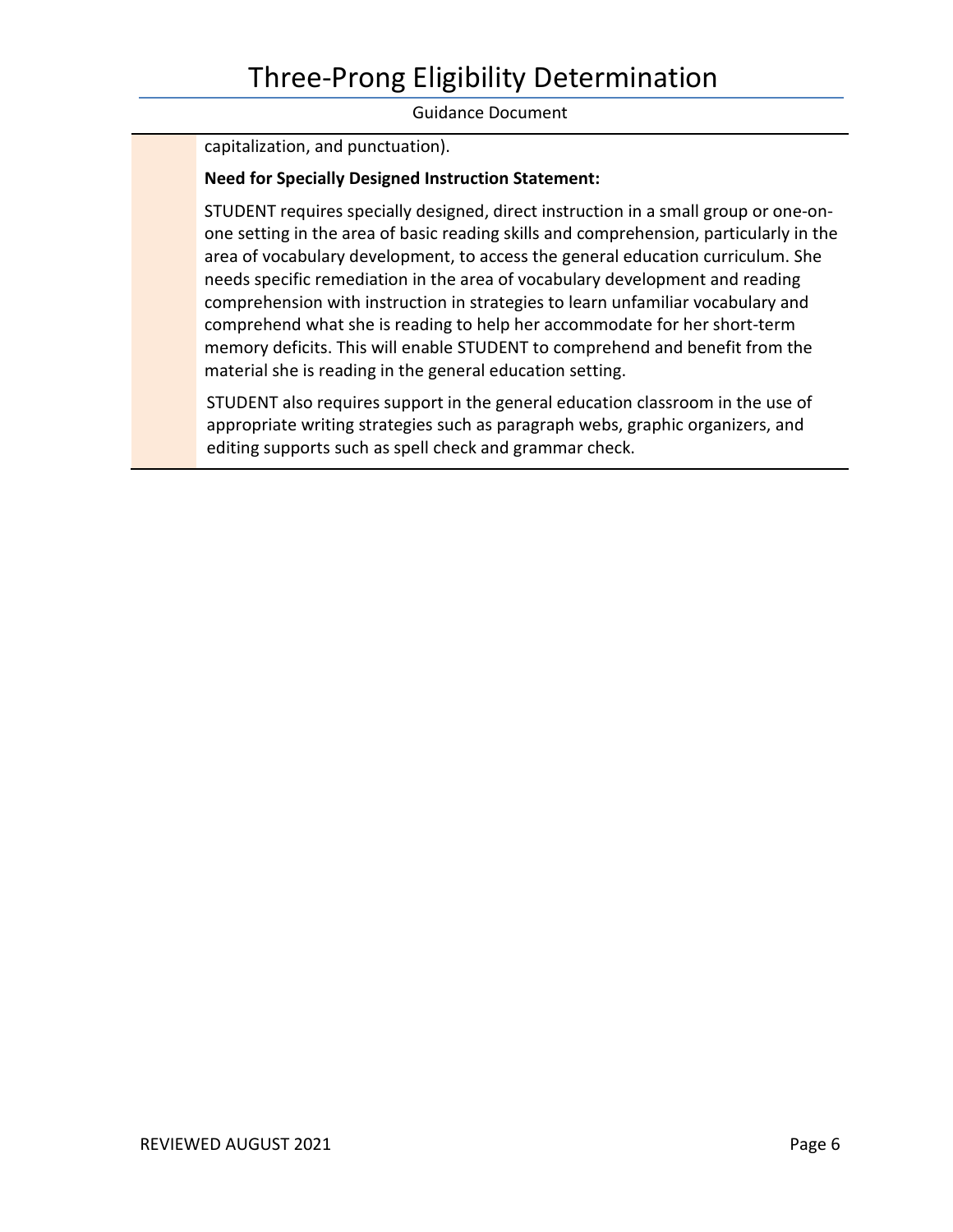capitalization, and punctuation).

**Need for Specially Designed Instruction Statement:**

STUDENT requires specially designed, direct instruction in a small group or one-on-one setting in the area of basic reading skills and comprehension, particularly in the area of vocabulary development, to access the general education curriculum. She needs specific remediation in the area of vocabulary development and reading comprehension with instruction in strategies to learn unfamiliar vocabulary and comprehend what she is reading to help her accommodate for her short-term memory deficits. This will enable STUDENT to comprehend and benefit from the material she is reading in the general education setting.

STUDENT also requires support in the general education classroom in the use of appropriate writing strategies such as paragraph webs, graphic organizers, and editing supports such as spell check and grammar check.